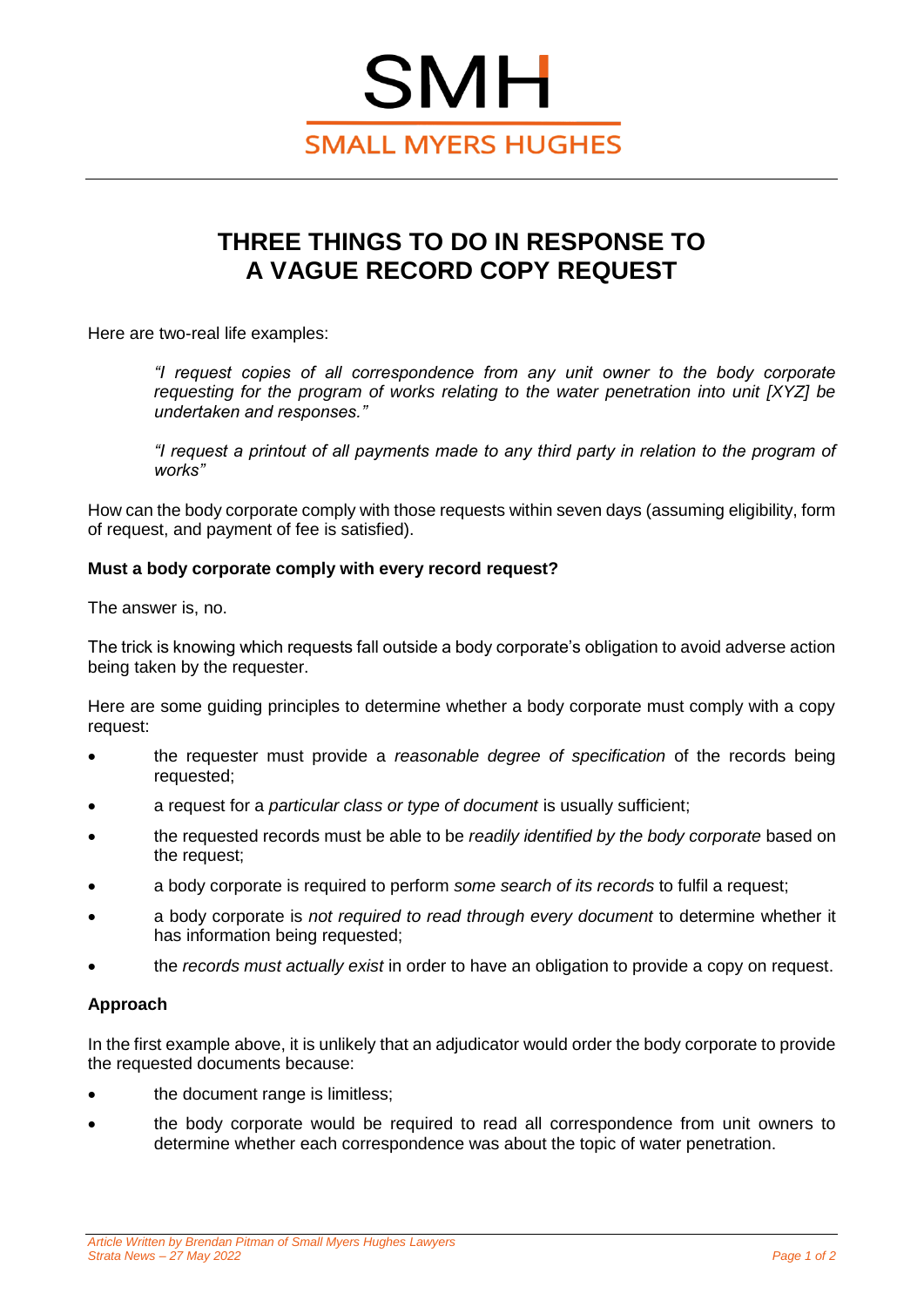# THREE THINGS TO DO IN RESPONSE TO A VAGUE RECORD COPY REQUEST

Here are two-real life examples:

> *"I request copies of all correspondence from any unit owner to the body corporate requesting for the program of works relating to the water penetration into unit [XYZ] be undertaken and responses."*
>
> *"I request a printout of all payments made to any third party in relation to the program of works"*

How can the body corporate comply with those requests within seven days (assuming eligibility, form of request, and payment of fee is satisfied).

**Must a body corporate comply with every record request?**

The answer is, no.

The trick is knowing which requests fall outside a body corporate's obligation to avoid adverse action being taken by the requester.

Here are some guiding principles to determine whether a body corporate must comply with a copy request:

- the requester must provide a *reasonable degree of specification* of the records being requested;
- a request for a *particular class or type of document* is usually sufficient;
- the requested records must be able to be *readily identified by the body corporate* based on the request;
- a body corporate is required to perform *some search of its records* to fulfil a request;
- a body corporate is *not required to read through every document* to determine whether it has information being requested;
- the *records must actually exist* in order to have an obligation to provide a copy on request.

**Approach**

In the first example above, it is unlikely that an adjudicator would order the body corporate to provide the requested documents because:

- the document range is limitless;
- the body corporate would be required to read all correspondence from unit owners to determine whether each correspondence was about the topic of water penetration.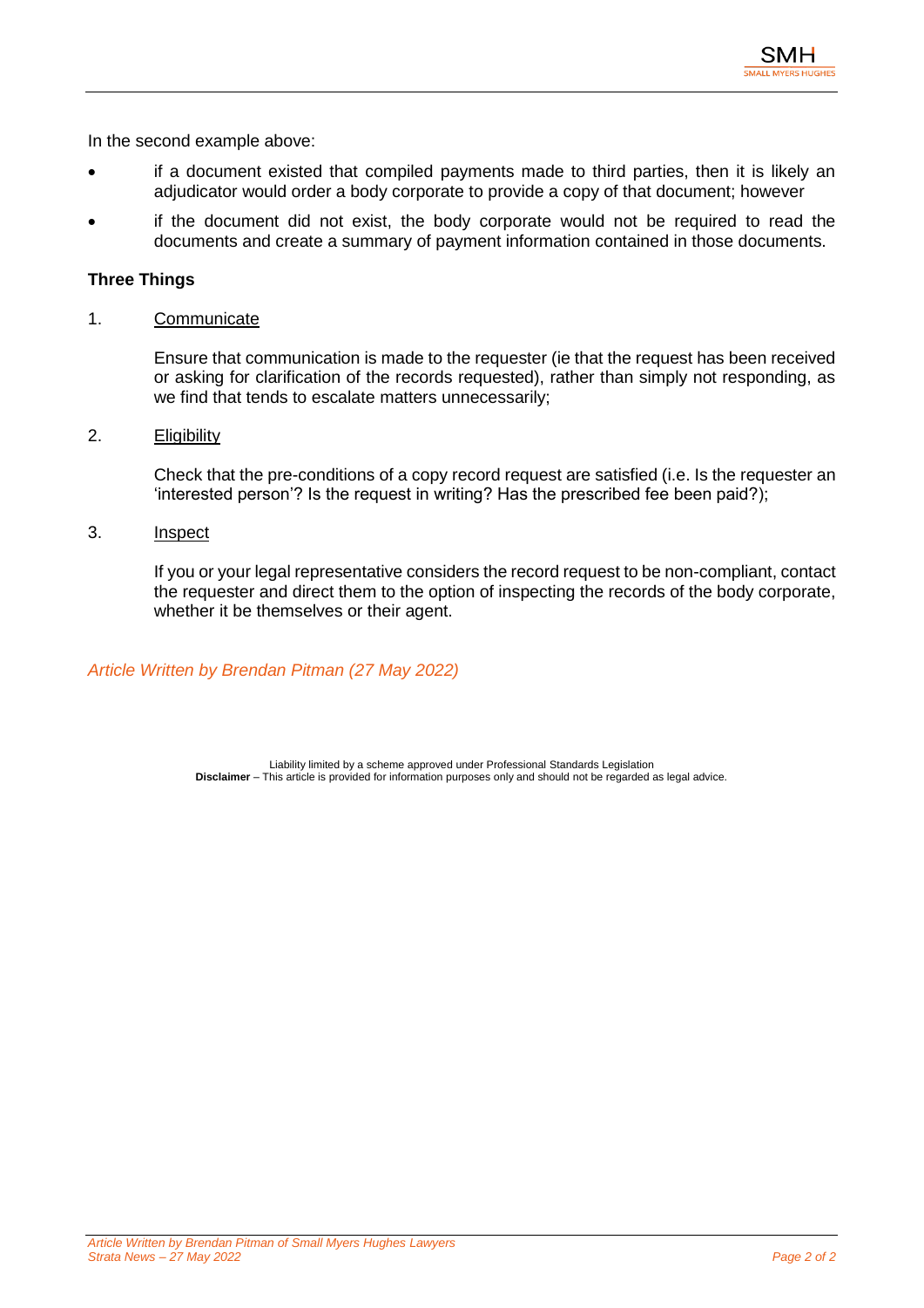In the second example above:

- if a document existed that compiled payments made to third parties, then it is likely an adjudicator would order a body corporate to provide a copy of that document; however
- if the document did not exist, the body corporate would not be required to read the documents and create a summary of payment information contained in those documents.

**Three Things**

1. <u>Communicate</u>

   Ensure that communication is made to the requester (ie that the request has been received or asking for clarification of the records requested), rather than simply not responding, as we find that tends to escalate matters unnecessarily;

2. <u>Eligibility</u>

   Check that the pre-conditions of a copy record request are satisfied (i.e. Is the requester an 'interested person'? Is the request in writing? Has the prescribed fee been paid?);

3. <u>Inspect</u>

   If you or your legal representative considers the record request to be non-compliant, contact the requester and direct them to the option of inspecting the records of the body corporate, whether it be themselves or their agent.

*Article Written by Brendan Pitman (27 May 2022)*

Liability limited by a scheme approved under Professional Standards Legislation
**Disclaimer** – This article is provided for information purposes only and should not be regarded as legal advice.